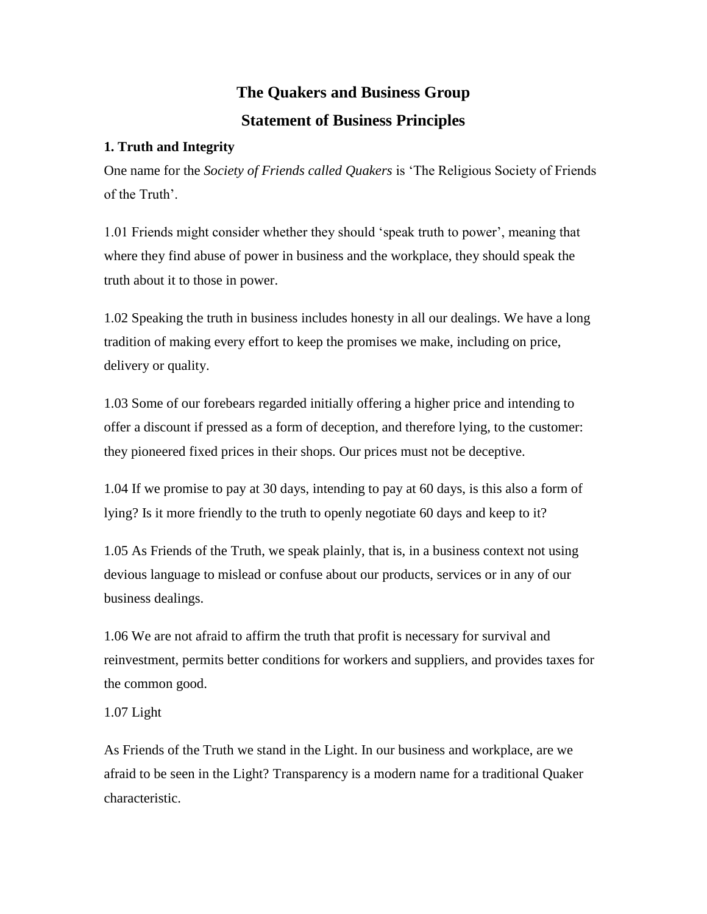# The Quakers and Business Group

# Statement of Business Principles

### 1. Truth and Integrity

One name for the *Society of Friends called Quakers* is 'The Religious Society of Friends of the Truth'.

1.01 Friends might consider whether they should 'speak truth to power', meaning that where they find abuse of power in business and the workplace, they should speak the truth about it to those in power.

1.02 Speaking the truth in business includes honesty in all our dealings. We have a long tradition of making every effort to keep the promises we make, including on price, delivery or quality.

1.03 Some of our forebears regarded initially offering a higher price and intending to offer a discount if pressed as a form of deception, and therefore lying, to the customer: they pioneered fixed prices in their shops. Our prices must not be deceptive.

1.04 If we promise to pay at 30 days, intending to pay at 60 days, is this also a form of lying? Is it more friendly to the truth to openly negotiate 60 days and keep to it?

1.05 As Friends of the Truth, we speak plainly, that is, in a business context not using devious language to mislead or confuse about our products, services or in any of our business dealings.

1.06 We are not afraid to affirm the truth that profit is necessary for survival and reinvestment, permits better conditions for workers and suppliers, and provides taxes for the common good.

1.07 Light

As Friends of the Truth we stand in the Light. In our business and workplace, are we afraid to be seen in the Light? Transparency is a modern name for a traditional Quaker characteristic.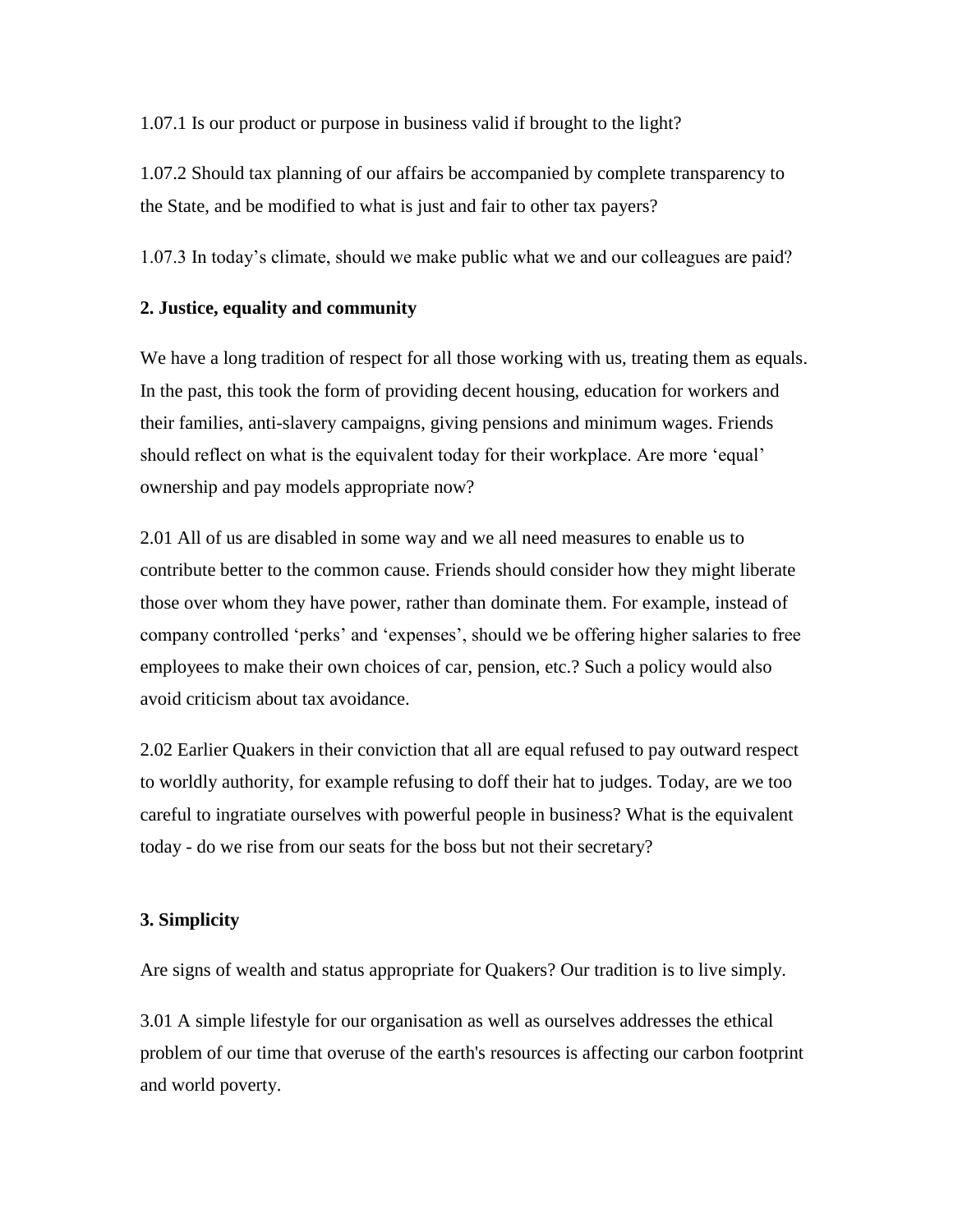1.07.1 Is our product or purpose in business valid if brought to the light?

1.07.2 Should tax planning of our affairs be accompanied by complete transparency to the State, and be modified to what is just and fair to other tax payers?

1.07.3 In today's climate, should we make public what we and our colleagues are paid?

**2. Justice, equality and community**

We have a long tradition of respect for all those working with us, treating them as equals. In the past, this took the form of providing decent housing, education for workers and their families, anti-slavery campaigns, giving pensions and minimum wages. Friends should reflect on what is the equivalent today for their workplace. Are more 'equal' ownership and pay models appropriate now?

2.01 All of us are disabled in some way and we all need measures to enable us to contribute better to the common cause. Friends should consider how they might liberate those over whom they have power, rather than dominate them. For example, instead of company controlled 'perks' and 'expenses', should we be offering higher salaries to free employees to make their own choices of car, pension, etc.? Such a policy would also avoid criticism about tax avoidance.

2.02 Earlier Quakers in their conviction that all are equal refused to pay outward respect to worldly authority, for example refusing to doff their hat to judges. Today, are we too careful to ingratiate ourselves with powerful people in business? What is the equivalent today - do we rise from our seats for the boss but not their secretary?

**3. Simplicity**

Are signs of wealth and status appropriate for Quakers? Our tradition is to live simply.

3.01 A simple lifestyle for our organisation as well as ourselves addresses the ethical problem of our time that overuse of the earth's resources is affecting our carbon footprint and world poverty.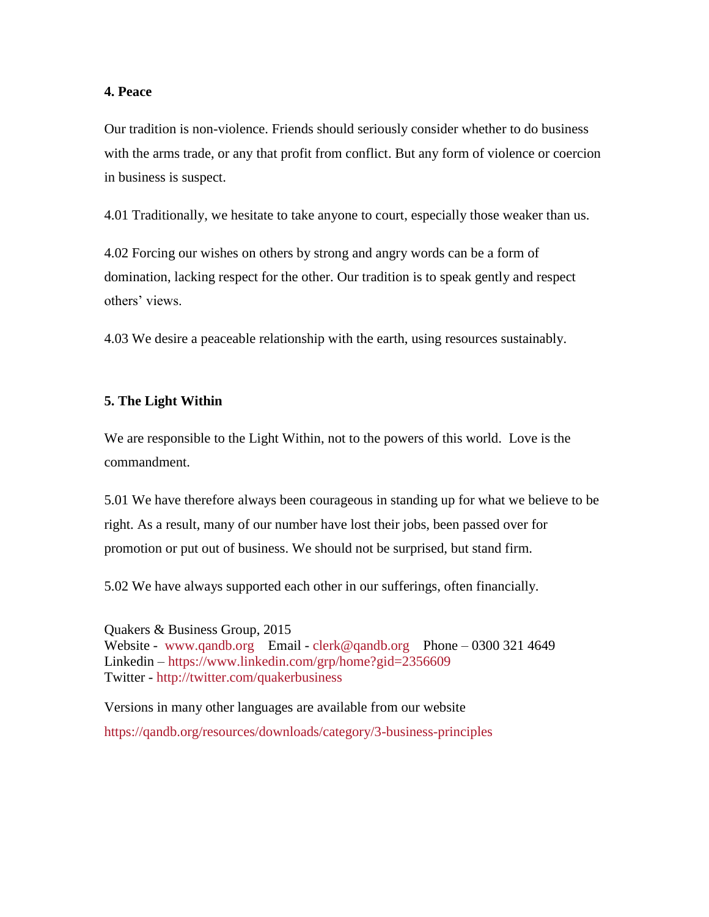**4. Peace**

Our tradition is non-violence. Friends should seriously consider whether to do business with the arms trade, or any that profit from conflict. But any form of violence or coercion in business is suspect.

4.01 Traditionally, we hesitate to take anyone to court, especially those weaker than us.

4.02 Forcing our wishes on others by strong and angry words can be a form of domination, lacking respect for the other. Our tradition is to speak gently and respect others' views.

4.03 We desire a peaceable relationship with the earth, using resources sustainably.

**5. The Light Within**

We are responsible to the Light Within, not to the powers of this world. Love is the commandment.

5.01 We have therefore always been courageous in standing up for what we believe to be right. As a result, many of our number have lost their jobs, been passed over for promotion or put out of business. We should not be surprised, but stand firm.

5.02 We have always supported each other in our sufferings, often financially.

Quakers & Business Group, 2015
Website - www.qandb.org Email - clerk@qandb.org Phone – 0300 321 4649
Linkedin – https://www.linkedin.com/grp/home?gid=2356609
Twitter - http://twitter.com/quakerbusiness

Versions in many other languages are available from our website
https://qandb.org/resources/downloads/category/3-business-principles